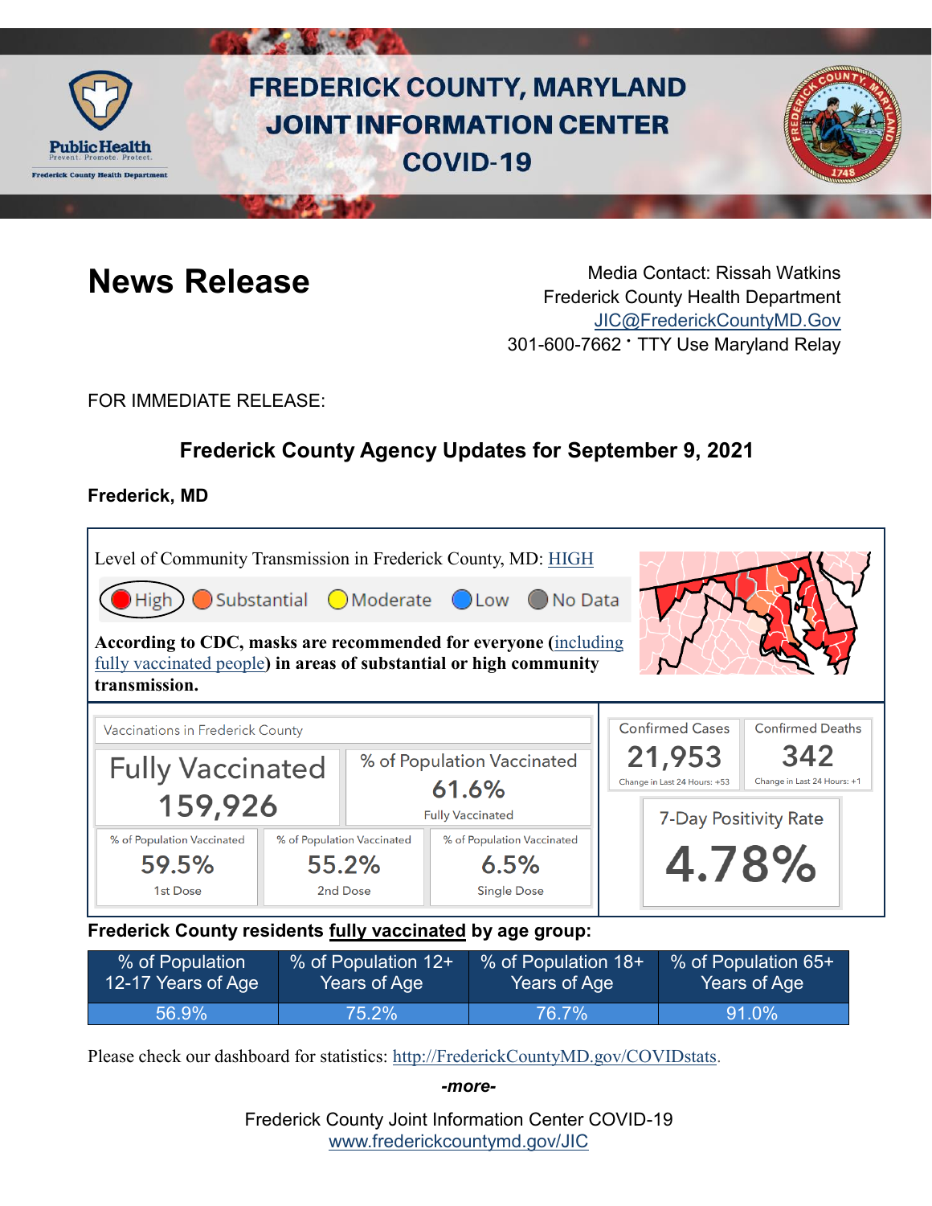# FREDERICK COUNTY, MARYLAND JOINT INFORMATION CENTER COVID-19

## News Release

Media Contact: Rissah Watkins
Frederick County Health Department
JIC@FrederickCountyMD.Gov
301-600-7662 · TTY Use Maryland Relay

FOR IMMEDIATE RELEASE:

### Frederick County Agency Updates for September 9, 2021

**Frederick, MD**

Level of Community Transmission in Frederick County, MD: HIGH

High | Substantial | Moderate | Low | No Data

**According to CDC, masks are recommended for everyone (including fully vaccinated people) in areas of substantial or high community transmission.**

Vaccinations in Frederick County

| Fully Vaccinated | % of Population Vaccinated (Fully Vaccinated) |
|---|---|
| 159,926 | 61.6% |

| % of Population Vaccinated (1st Dose) | % of Population Vaccinated (2nd Dose) | % of Population Vaccinated (Single Dose) |
|---|---|---|
| 59.5% | 55.2% | 6.5% |

| Confirmed Cases | Confirmed Deaths |
|---|---|
| 21,953 | 342 |
| Change in Last 24 Hours: +53 | Change in Last 24 Hours: +1 |

7-Day Positivity Rate: **4.78%**

**Frederick County residents fully vaccinated by age group:**

| % of Population 12-17 Years of Age | % of Population 12+ Years of Age | % of Population 18+ Years of Age | % of Population 65+ Years of Age |
|---|---|---|---|
| 56.9% | 75.2% | 76.7% | 91.0% |

Please check our dashboard for statistics: http://FrederickCountyMD.gov/COVIDstats.

*-more-*

Frederick County Joint Information Center COVID-19
www.frederickcountymd.gov/JIC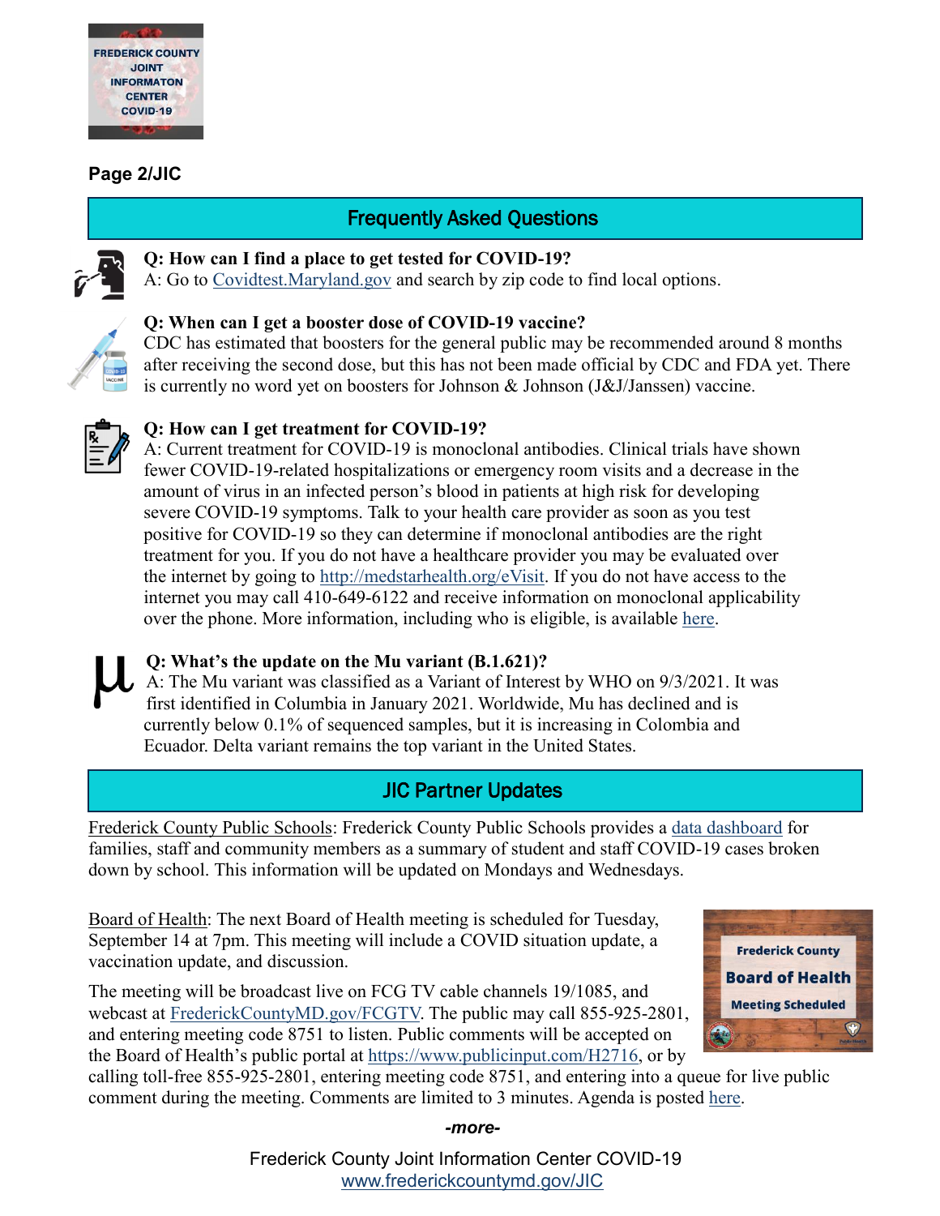## Frequently Asked Questions

**Q: How can I find a place to get tested for COVID-19?**
A: Go to Covidtest.Maryland.gov and search by zip code to find local options.

**Q: When can I get a booster dose of COVID-19 vaccine?**
CDC has estimated that boosters for the general public may be recommended around 8 months after receiving the second dose, but this has not been made official by CDC and FDA yet. There is currently no word yet on boosters for Johnson & Johnson (J&J/Janssen) vaccine.

**Q: How can I get treatment for COVID-19?**
A: Current treatment for COVID-19 is monoclonal antibodies. Clinical trials have shown fewer COVID-19-related hospitalizations or emergency room visits and a decrease in the amount of virus in an infected person's blood in patients at high risk for developing severe COVID-19 symptoms. Talk to your health care provider as soon as you test positive for COVID-19 so they can determine if monoclonal antibodies are the right treatment for you. If you do not have a healthcare provider you may be evaluated over the internet by going to http://medstarhealth.org/eVisit. If you do not have access to the internet you may call 410-649-6122 and receive information on monoclonal applicability over the phone. More information, including who is eligible, is available here.

**Q: What's the update on the Mu variant (B.1.621)?**
A: The Mu variant was classified as a Variant of Interest by WHO on 9/3/2021. It was first identified in Columbia in January 2021. Worldwide, Mu has declined and is currently below 0.1% of sequenced samples, but it is increasing in Colombia and Ecuador. Delta variant remains the top variant in the United States.

## JIC Partner Updates

Frederick County Public Schools: Frederick County Public Schools provides a data dashboard for families, staff and community members as a summary of student and staff COVID-19 cases broken down by school. This information will be updated on Mondays and Wednesdays.

Board of Health: The next Board of Health meeting is scheduled for Tuesday, September 14 at 7pm. This meeting will include a COVID situation update, a vaccination update, and discussion.

The meeting will be broadcast live on FCG TV cable channels 19/1085, and webcast at FrederickCountyMD.gov/FCGTV. The public may call 855-925-2801, and entering meeting code 8751 to listen. Public comments will be accepted on the Board of Health's public portal at https://www.publicinput.com/H2716, or by calling toll-free 855-925-2801, entering meeting code 8751, and entering into a queue for live public comment during the meeting. Comments are limited to 3 minutes. Agenda is posted here.

*-more-*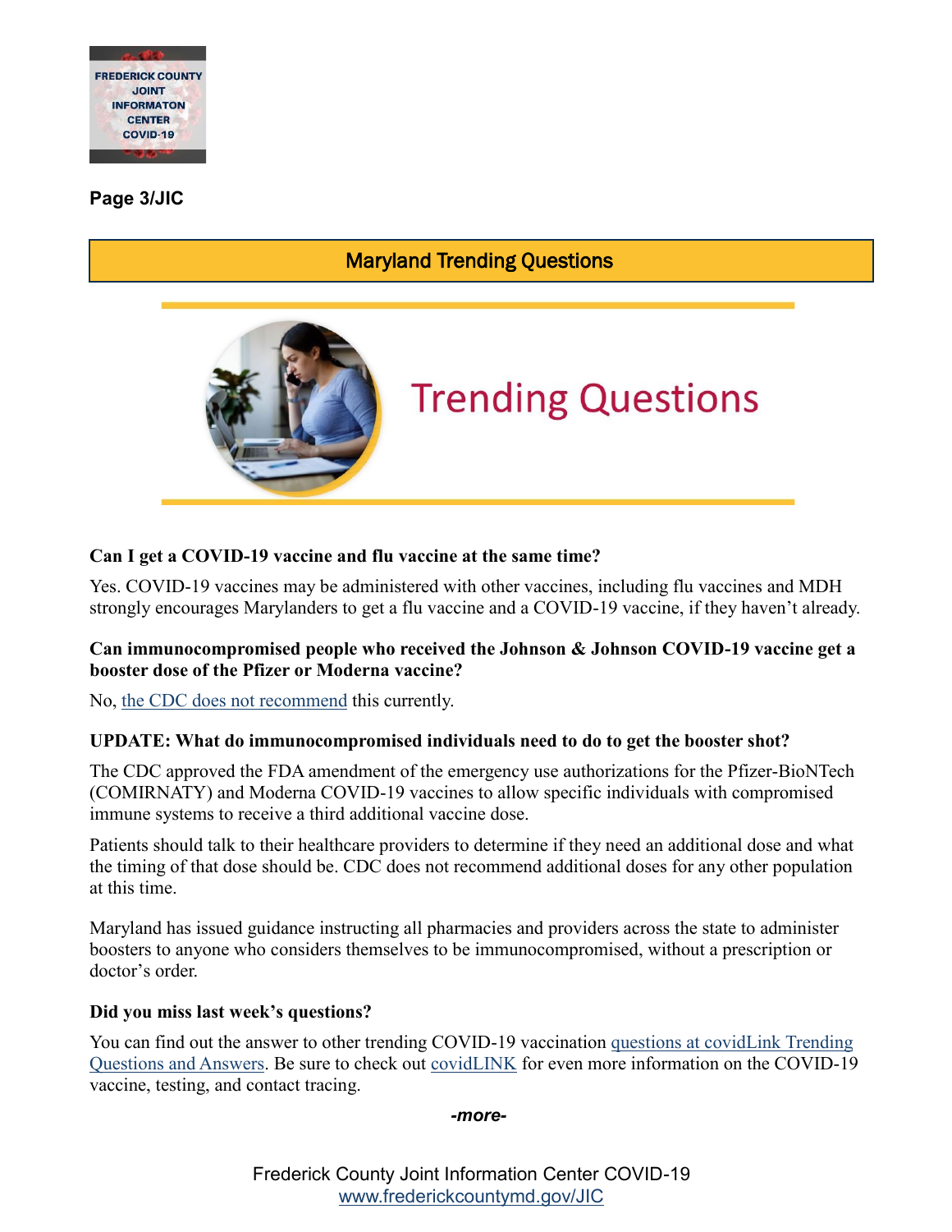## Maryland Trending Questions

# Trending Questions

**Can I get a COVID-19 vaccine and flu vaccine at the same time?**

Yes. COVID-19 vaccines may be administered with other vaccines, including flu vaccines and MDH strongly encourages Marylanders to get a flu vaccine and a COVID-19 vaccine, if they haven't already.

**Can immunocompromised people who received the Johnson & Johnson COVID-19 vaccine get a booster dose of the Pfizer or Moderna vaccine?**

No, the CDC does not recommend this currently.

**UPDATE: What do immunocompromised individuals need to do to get the booster shot?**

The CDC approved the FDA amendment of the emergency use authorizations for the Pfizer-BioNTech (COMIRNATY) and Moderna COVID-19 vaccines to allow specific individuals with compromised immune systems to receive a third additional vaccine dose.

Patients should talk to their healthcare providers to determine if they need an additional dose and what the timing of that dose should be. CDC does not recommend additional doses for any other population at this time.

Maryland has issued guidance instructing all pharmacies and providers across the state to administer boosters to anyone who considers themselves to be immunocompromised, without a prescription or doctor's order.

**Did you miss last week's questions?**

You can find out the answer to other trending COVID-19 vaccination questions at covidLink Trending Questions and Answers. Be sure to check out covidLINK for even more information on the COVID-19 vaccine, testing, and contact tracing.

*-more-*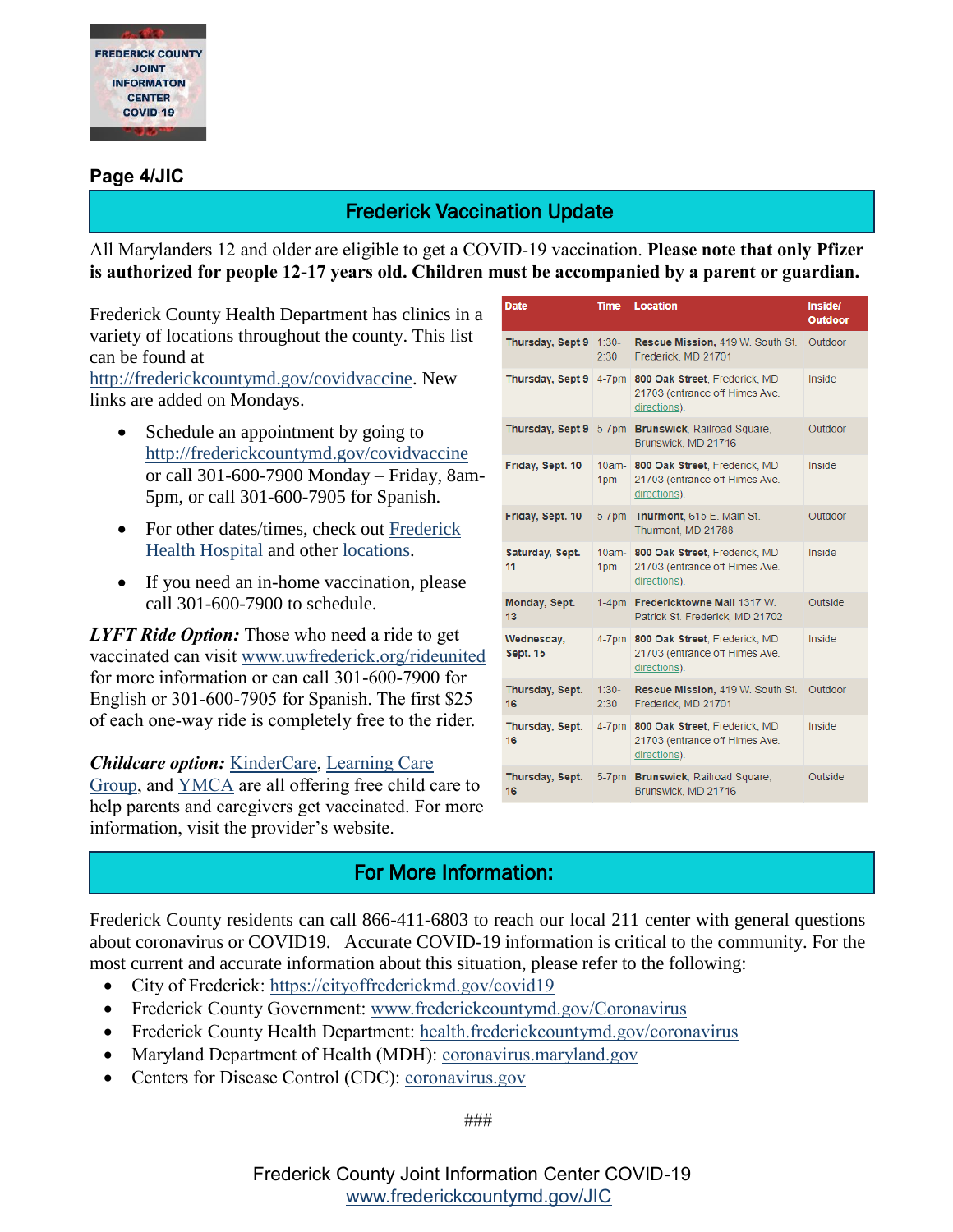FREDERICK COUNTY JOINT INFORMATON CENTER COVID-19

**Page 4/JIC**

## Frederick Vaccination Update

All Marylanders 12 and older are eligible to get a COVID-19 vaccination. **Please note that only Pfizer is authorized for people 12-17 years old. Children must be accompanied by a parent or guardian.**

Frederick County Health Department has clinics in a variety of locations throughout the county. This list can be found at http://frederickcountymd.gov/covidvaccine. New links are added on Mondays.

- Schedule an appointment by going to http://frederickcountymd.gov/covidvaccine or call 301-600-7900 Monday – Friday, 8am-5pm, or call 301-600-7905 for Spanish.
- For other dates/times, check out Frederick Health Hospital and other locations.
- If you need an in-home vaccination, please call 301-600-7900 to schedule.

***LYFT Ride Option:*** Those who need a ride to get vaccinated can visit www.uwfrederick.org/rideunited for more information or can call 301-600-7900 for English or 301-600-7905 for Spanish. The first $25 of each one-way ride is completely free to the rider.

***Childcare option:*** KinderCare, Learning Care Group, and YMCA are all offering free child care to help parents and caregivers get vaccinated. For more information, visit the provider's website.

| Date | Time | Location | Inside/ Outdoor |
|---|---|---|---|
| Thursday, Sept 9 | 1:30-2:30 | **Rescue Mission**, 419 W. South St. Frederick, MD 21701 | Outdoor |
| Thursday, Sept 9 | 4-7pm | **800 Oak Street**, Frederick, MD 21703 (entrance off Himes Ave. directions). | Inside |
| Thursday, Sept 9 | 5-7pm | **Brunswick**, Railroad Square, Brunswick, MD 21716 | Outdoor |
| Friday, Sept. 10 | 10am-1pm | **800 Oak Street**, Frederick, MD 21703 (entrance off Himes Ave. directions). | Inside |
| Friday, Sept. 10 | 5-7pm | **Thurmont**, 615 E. Main St., Thurmont, MD 21788 | Outdoor |
| Saturday, Sept. 11 | 10am-1pm | **800 Oak Street**, Frederick, MD 21703 (entrance off Himes Ave. directions). | Inside |
| Monday, Sept. 13 | 1-4pm | **Fredericktowne Mall** 1317 W. Patrick St. Frederick, MD 21702 | Outside |
| Wednesday, Sept. 15 | 4-7pm | **800 Oak Street**, Frederick, MD 21703 (entrance off Himes Ave. directions). | Inside |
| Thursday, Sept. 16 | 1:30-2:30 | **Rescue Mission**, 419 W. South St. Frederick, MD 21701 | Outdoor |
| Thursday, Sept. 16 | 4-7pm | **800 Oak Street**, Frederick, MD 21703 (entrance off Himes Ave. directions). | Inside |
| Thursday, Sept. 16 | 5-7pm | **Brunswick**, Railroad Square, Brunswick, MD 21716 | Outside |

## For More Information:

Frederick County residents can call 866-411-6803 to reach our local 211 center with general questions about coronavirus or COVID19. Accurate COVID-19 information is critical to the community. For the most current and accurate information about this situation, please refer to the following:

- City of Frederick: https://cityoffrederickmd.gov/covid19
- Frederick County Government: www.frederickcountymd.gov/Coronavirus
- Frederick County Health Department: health.frederickcountymd.gov/coronavirus
- Maryland Department of Health (MDH): coronavirus.maryland.gov
- Centers for Disease Control (CDC): coronavirus.gov

###

Frederick County Joint Information Center COVID-19
www.frederickcountymd.gov/JIC